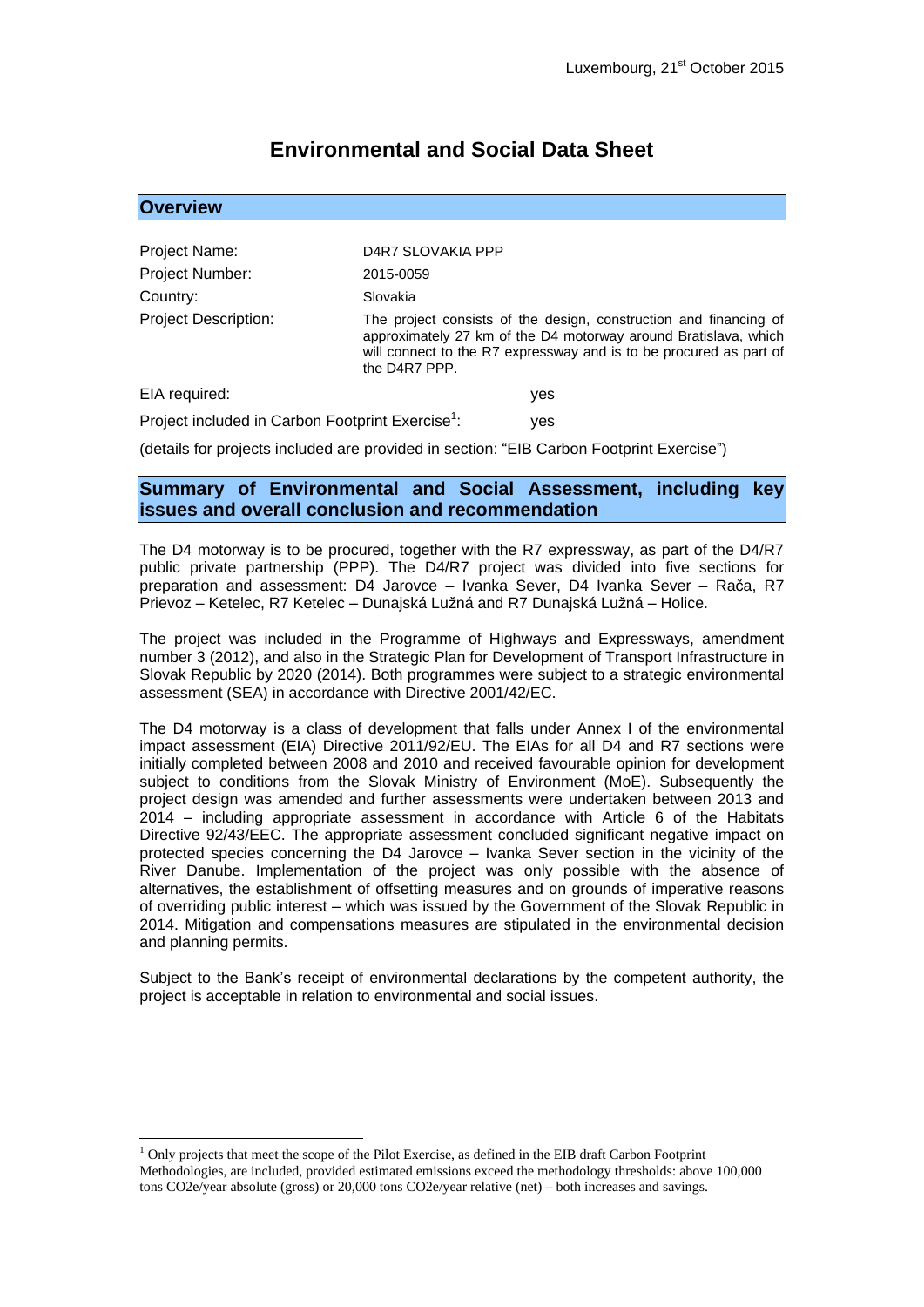Luxembourg, 21st October 2015

# Environmental and Social Data Sheet

## Overview

| | |
|---|---|
| Project Name: | D4R7 SLOVAKIA PPP |
| Project Number: | 2015-0059 |
| Country: | Slovakia |
| Project Description: | The project consists of the design, construction and financing of approximately 27 km of the D4 motorway around Bratislava, which will connect to the R7 expressway and is to be procured as part of the D4R7 PPP. |

EIA required: yes

Project included in Carbon Footprint Exercise[1]: yes

(details for projects included are provided in section: "EIB Carbon Footprint Exercise")

## Summary of Environmental and Social Assessment, including key issues and overall conclusion and recommendation

The D4 motorway is to be procured, together with the R7 expressway, as part of the D4/R7 public private partnership (PPP). The D4/R7 project was divided into five sections for preparation and assessment: D4 Jarovce – Ivanka Sever, D4 Ivanka Sever – Rača, R7 Prievoz – Ketelec, R7 Ketelec – Dunajská Lužná and R7 Dunajská Lužná – Holice.

The project was included in the Programme of Highways and Expressways, amendment number 3 (2012), and also in the Strategic Plan for Development of Transport Infrastructure in Slovak Republic by 2020 (2014). Both programmes were subject to a strategic environmental assessment (SEA) in accordance with Directive 2001/42/EC.

The D4 motorway is a class of development that falls under Annex I of the environmental impact assessment (EIA) Directive 2011/92/EU. The EIAs for all D4 and R7 sections were initially completed between 2008 and 2010 and received favourable opinion for development subject to conditions from the Slovak Ministry of Environment (MoE). Subsequently the project design was amended and further assessments were undertaken between 2013 and 2014 – including appropriate assessment in accordance with Article 6 of the Habitats Directive 92/43/EEC. The appropriate assessment concluded significant negative impact on protected species concerning the D4 Jarovce – Ivanka Sever section in the vicinity of the River Danube. Implementation of the project was only possible with the absence of alternatives, the establishment of offsetting measures and on grounds of imperative reasons of overriding public interest – which was issued by the Government of the Slovak Republic in 2014. Mitigation and compensations measures are stipulated in the environmental decision and planning permits.

Subject to the Bank's receipt of environmental declarations by the competent authority, the project is acceptable in relation to environmental and social issues.

[1] Only projects that meet the scope of the Pilot Exercise, as defined in the EIB draft Carbon Footprint Methodologies, are included, provided estimated emissions exceed the methodology thresholds: above 100,000 tons CO2e/year absolute (gross) or 20,000 tons CO2e/year relative (net) – both increases and savings.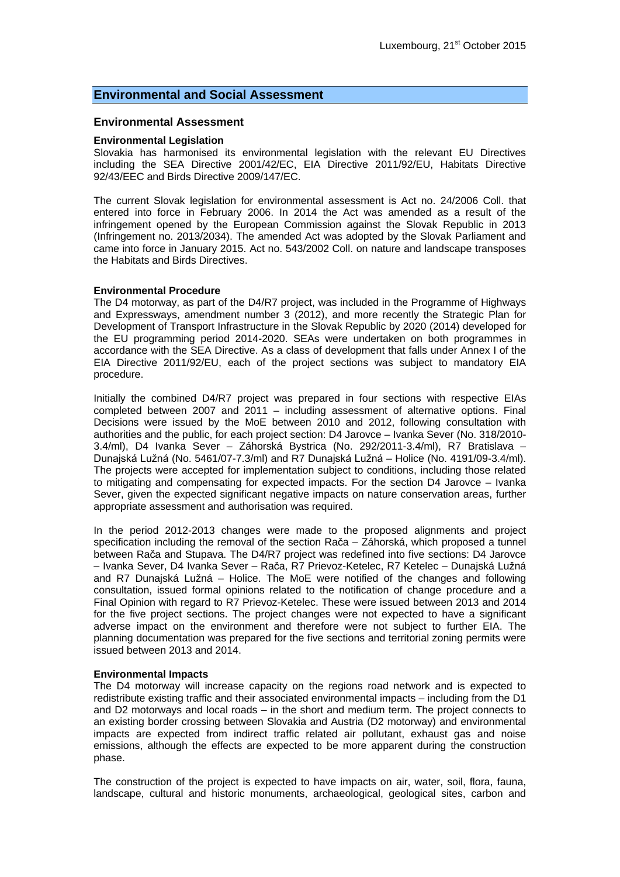Luxembourg, 21st October 2015

## Environmental and Social Assessment

### Environmental Assessment

**Environmental Legislation**

Slovakia has harmonised its environmental legislation with the relevant EU Directives including the SEA Directive 2001/42/EC, EIA Directive 2011/92/EU, Habitats Directive 92/43/EEC and Birds Directive 2009/147/EC.

The current Slovak legislation for environmental assessment is Act no. 24/2006 Coll. that entered into force in February 2006. In 2014 the Act was amended as a result of the infringement opened by the European Commission against the Slovak Republic in 2013 (Infringement no. 2013/2034). The amended Act was adopted by the Slovak Parliament and came into force in January 2015. Act no. 543/2002 Coll. on nature and landscape transposes the Habitats and Birds Directives.

**Environmental Procedure**

The D4 motorway, as part of the D4/R7 project, was included in the Programme of Highways and Expressways, amendment number 3 (2012), and more recently the Strategic Plan for Development of Transport Infrastructure in the Slovak Republic by 2020 (2014) developed for the EU programming period 2014-2020. SEAs were undertaken on both programmes in accordance with the SEA Directive. As a class of development that falls under Annex I of the EIA Directive 2011/92/EU, each of the project sections was subject to mandatory EIA procedure.

Initially the combined D4/R7 project was prepared in four sections with respective EIAs completed between 2007 and 2011 – including assessment of alternative options. Final Decisions were issued by the MoE between 2010 and 2012, following consultation with authorities and the public, for each project section: D4 Jarovce – Ivanka Sever (No. 318/2010-3.4/ml), D4 Ivanka Sever – Záhorská Bystrica (No. 292/2011-3.4/ml), R7 Bratislava – Dunajská Lužná (No. 5461/07-7.3/ml) and R7 Dunajská Lužná – Holice (No. 4191/09-3.4/ml). The projects were accepted for implementation subject to conditions, including those related to mitigating and compensating for expected impacts. For the section D4 Jarovce – Ivanka Sever, given the expected significant negative impacts on nature conservation areas, further appropriate assessment and authorisation was required.

In the period 2012-2013 changes were made to the proposed alignments and project specification including the removal of the section Rača – Záhorská, which proposed a tunnel between Rača and Stupava. The D4/R7 project was redefined into five sections: D4 Jarovce – Ivanka Sever, D4 Ivanka Sever – Rača, R7 Prievoz-Ketelec, R7 Ketelec – Dunajská Lužná and R7 Dunajská Lužná – Holice. The MoE were notified of the changes and following consultation, issued formal opinions related to the notification of change procedure and a Final Opinion with regard to R7 Prievoz-Ketelec. These were issued between 2013 and 2014 for the five project sections. The project changes were not expected to have a significant adverse impact on the environment and therefore were not subject to further EIA. The planning documentation was prepared for the five sections and territorial zoning permits were issued between 2013 and 2014.

**Environmental Impacts**

The D4 motorway will increase capacity on the regions road network and is expected to redistribute existing traffic and their associated environmental impacts – including from the D1 and D2 motorways and local roads – in the short and medium term. The project connects to an existing border crossing between Slovakia and Austria (D2 motorway) and environmental impacts are expected from indirect traffic related air pollutant, exhaust gas and noise emissions, although the effects are expected to be more apparent during the construction phase.

The construction of the project is expected to have impacts on air, water, soil, flora, fauna, landscape, cultural and historic monuments, archaeological, geological sites, carbon and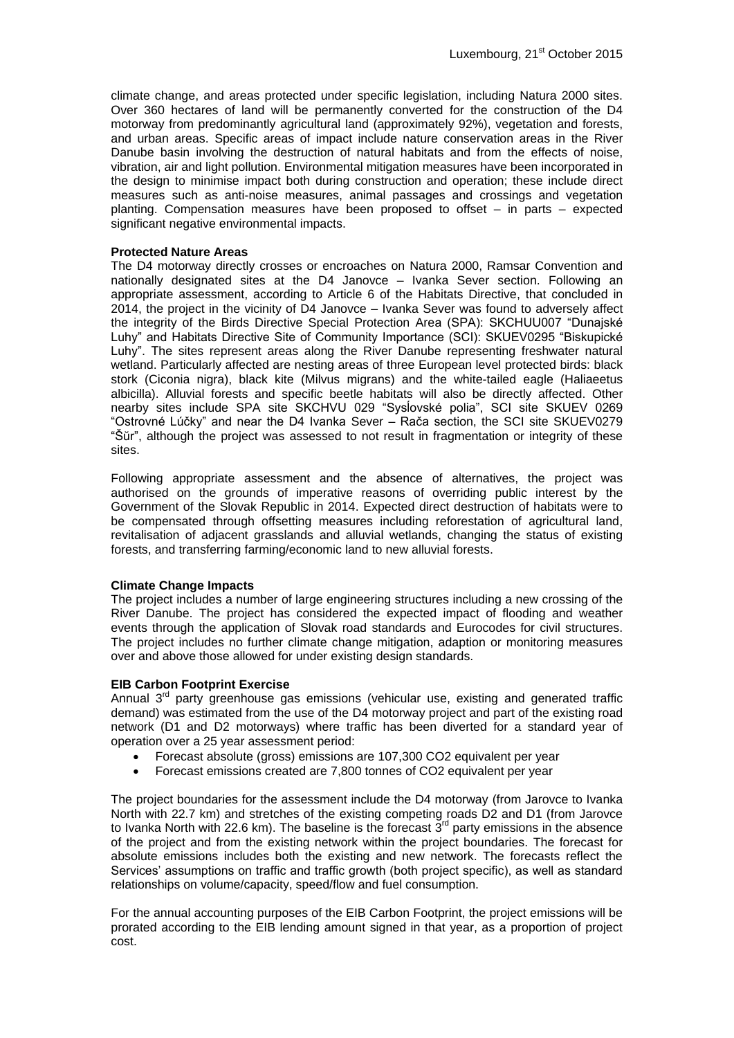Luxembourg, 21st October 2015

climate change, and areas protected under specific legislation, including Natura 2000 sites. Over 360 hectares of land will be permanently converted for the construction of the D4 motorway from predominantly agricultural land (approximately 92%), vegetation and forests, and urban areas. Specific areas of impact include nature conservation areas in the River Danube basin involving the destruction of natural habitats and from the effects of noise, vibration, air and light pollution. Environmental mitigation measures have been incorporated in the design to minimise impact both during construction and operation; these include direct measures such as anti-noise measures, animal passages and crossings and vegetation planting. Compensation measures have been proposed to offset – in parts – expected significant negative environmental impacts.

**Protected Nature Areas**

The D4 motorway directly crosses or encroaches on Natura 2000, Ramsar Convention and nationally designated sites at the D4 Janovce – Ivanka Sever section. Following an appropriate assessment, according to Article 6 of the Habitats Directive, that concluded in 2014, the project in the vicinity of D4 Janovce – Ivanka Sever was found to adversely affect the integrity of the Birds Directive Special Protection Area (SPA): SKCHUU007 "Dunajské Luhy" and Habitats Directive Site of Community Importance (SCI): SKUEV0295 "Biskupické Luhy". The sites represent areas along the River Danube representing freshwater natural wetland. Particularly affected are nesting areas of three European level protected birds: black stork (Ciconia nigra), black kite (Milvus migrans) and the white-tailed eagle (Haliaeetus albicilla). Alluvial forests and specific beetle habitats will also be directly affected. Other nearby sites include SPA site SKCHVU 029 "Sysĺovské polia", SCI site SKUEV 0269 "Ostrovné Lúčky" and near the D4 Ivanka Sever – Rača section, the SCI site SKUEV0279 "Šūr", although the project was assessed to not result in fragmentation or integrity of these sites.

Following appropriate assessment and the absence of alternatives, the project was authorised on the grounds of imperative reasons of overriding public interest by the Government of the Slovak Republic in 2014. Expected direct destruction of habitats were to be compensated through offsetting measures including reforestation of agricultural land, revitalisation of adjacent grasslands and alluvial wetlands, changing the status of existing forests, and transferring farming/economic land to new alluvial forests.

**Climate Change Impacts**

The project includes a number of large engineering structures including a new crossing of the River Danube. The project has considered the expected impact of flooding and weather events through the application of Slovak road standards and Eurocodes for civil structures. The project includes no further climate change mitigation, adaption or monitoring measures over and above those allowed for under existing design standards.

**EIB Carbon Footprint Exercise**

Annual 3rd party greenhouse gas emissions (vehicular use, existing and generated traffic demand) was estimated from the use of the D4 motorway project and part of the existing road network (D1 and D2 motorways) where traffic has been diverted for a standard year of operation over a 25 year assessment period:

- Forecast absolute (gross) emissions are 107,300 CO2 equivalent per year
- Forecast emissions created are 7,800 tonnes of CO2 equivalent per year

The project boundaries for the assessment include the D4 motorway (from Jarovce to Ivanka North with 22.7 km) and stretches of the existing competing roads D2 and D1 (from Jarovce to Ivanka North with 22.6 km). The baseline is the forecast 3rd party emissions in the absence of the project and from the existing network within the project boundaries. The forecast for absolute emissions includes both the existing and new network. The forecasts reflect the Services' assumptions on traffic and traffic growth (both project specific), as well as standard relationships on volume/capacity, speed/flow and fuel consumption.

For the annual accounting purposes of the EIB Carbon Footprint, the project emissions will be prorated according to the EIB lending amount signed in that year, as a proportion of project cost.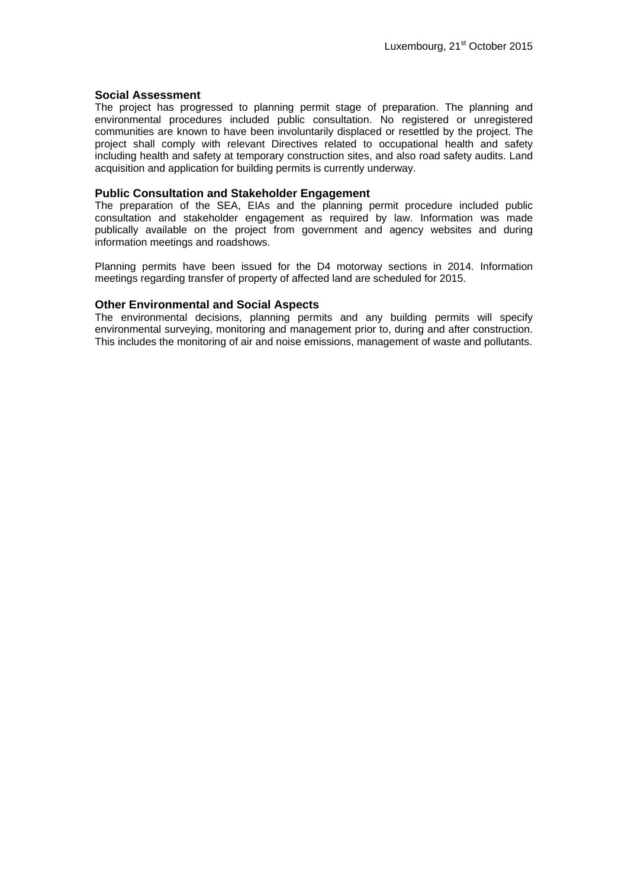Luxembourg, 21st October 2015

### Social Assessment

The project has progressed to planning permit stage of preparation. The planning and environmental procedures included public consultation. No registered or unregistered communities are known to have been involuntarily displaced or resettled by the project. The project shall comply with relevant Directives related to occupational health and safety including health and safety at temporary construction sites, and also road safety audits. Land acquisition and application for building permits is currently underway.

### Public Consultation and Stakeholder Engagement

The preparation of the SEA, EIAs and the planning permit procedure included public consultation and stakeholder engagement as required by law. Information was made publically available on the project from government and agency websites and during information meetings and roadshows.

Planning permits have been issued for the D4 motorway sections in 2014. Information meetings regarding transfer of property of affected land are scheduled for 2015.

### Other Environmental and Social Aspects

The environmental decisions, planning permits and any building permits will specify environmental surveying, monitoring and management prior to, during and after construction. This includes the monitoring of air and noise emissions, management of waste and pollutants.